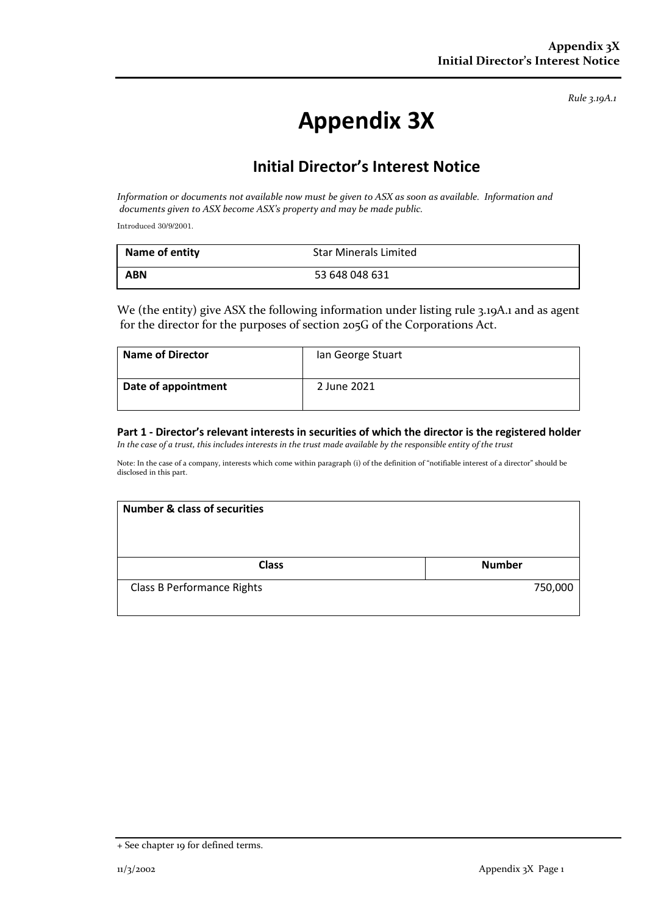*Rule 3.19A.1*

# Appendix 3X

## Initial Director's Interest Notice

*Information or documents not available now must be given to ASX as soon as available. Information and documents given to ASX become ASX's property and may be made public.*

Introduced 30/9/2001.

| **Name of entity** | Star Minerals Limited |
|---|---|
| **ABN** | 53 648 048 631 |

We (the entity) give ASX the following information under listing rule 3.19A.1 and as agent for the director for the purposes of section 205G of the Corporations Act.

| **Name of Director** | Ian George Stuart |
|---|---|
| **Date of appointment** | 2 June 2021 |

**Part 1 - Director's relevant interests in securities of which the director is the registered holder**
*In the case of a trust, this includes interests in the trust made available by the responsible entity of the trust*

Note: In the case of a company, interests which come within paragraph (i) of the definition of "notifiable interest of a director" should be disclosed in this part.

| **Number & class of securities** | |
|---|---|
| **Class** | **Number** |
| Class B Performance Rights | 750,000 |

+ See chapter 19 for defined terms.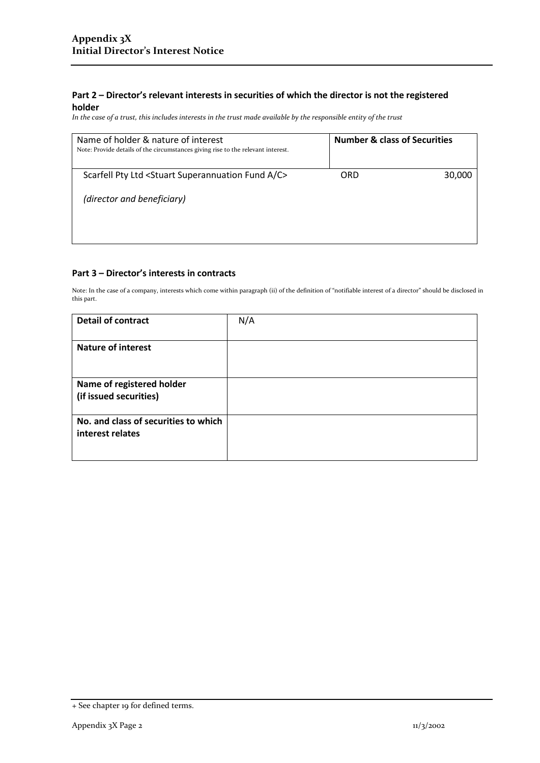## Part 2 – Director's relevant interests in securities of which the director is not the registered holder

*In the case of a trust, this includes interests in the trust made available by the responsible entity of the trust*

| Name of holder & nature of interest<br>Note: Provide details of the circumstances giving rise to the relevant interest. | **Number & class of Securities** | |
|---|---|---|
| Scarfell Pty Ltd <Stuart Superannuation Fund A/C><br><br>*(director and beneficiary)* | ORD | 30,000 |

## Part 3 – Director's interests in contracts

Note: In the case of a company, interests which come within paragraph (ii) of the definition of "notifiable interest of a director" should be disclosed in this part.

| | |
|---|---|
| **Detail of contract** | N/A |
| **Nature of interest** | |
| **Name of registered holder (if issued securities)** | |
| **No. and class of securities to which interest relates** | |

+ See chapter 19 for defined terms.